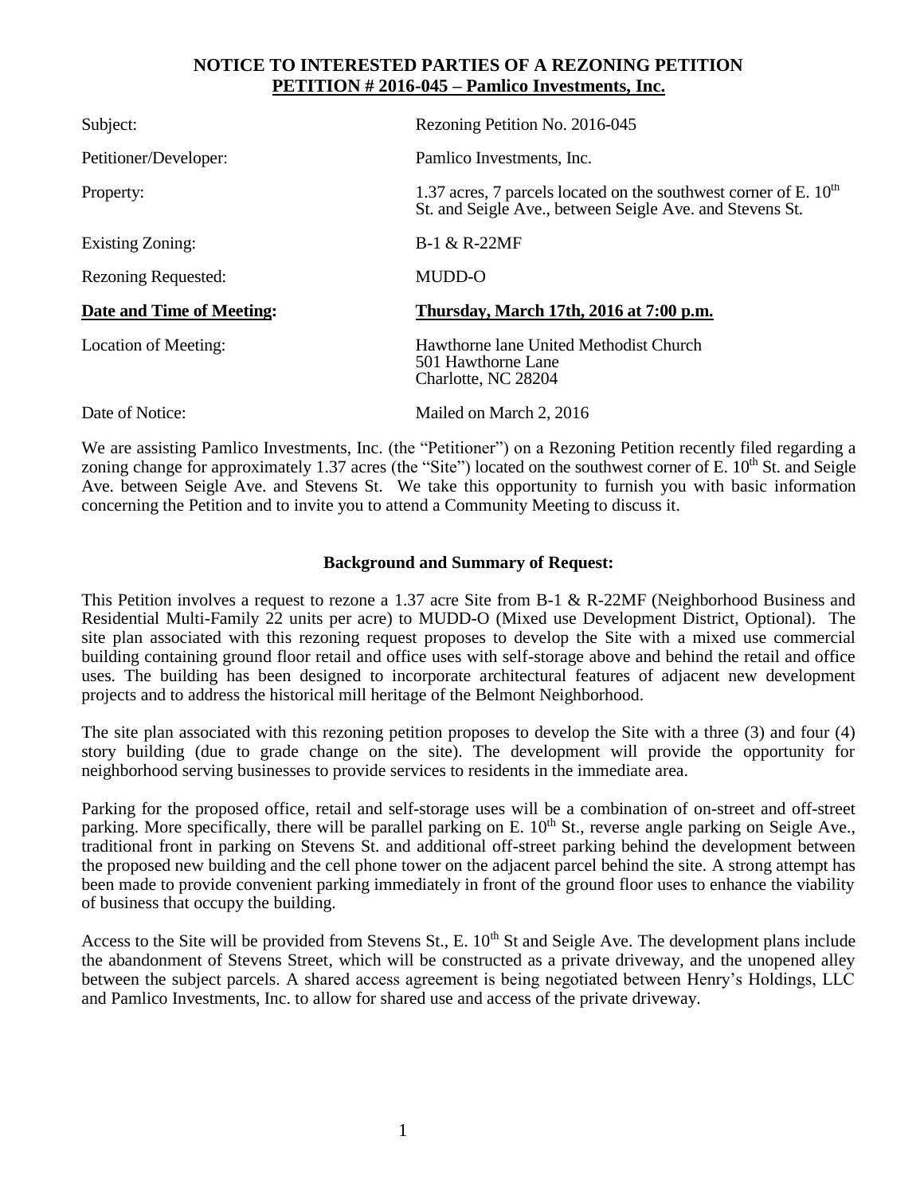**NOTICE TO INTERESTED PARTIES OF A REZONING PETITION**
**PETITION # 2016-045 – Pamlico Investments, Inc.**

| | |
|---|---|
| Subject: | Rezoning Petition No. 2016-045 |
| Petitioner/Developer: | Pamlico Investments, Inc. |
| Property: | 1.37 acres, 7 parcels located on the southwest corner of E. 10th St. and Seigle Ave., between Seigle Ave. and Stevens St. |
| Existing Zoning: | B-1 & R-22MF |
| Rezoning Requested: | MUDD-O |
| **Date and Time of Meeting:** | **Thursday, March 17th, 2016 at 7:00 p.m.** |
| Location of Meeting: | Hawthorne lane United Methodist Church<br>501 Hawthorne Lane<br>Charlotte, NC 28204 |
| Date of Notice: | Mailed on March 2, 2016 |

We are assisting Pamlico Investments, Inc. (the "Petitioner") on a Rezoning Petition recently filed regarding a zoning change for approximately 1.37 acres (the "Site") located on the southwest corner of E. 10th St. and Seigle Ave. between Seigle Ave. and Stevens St. We take this opportunity to furnish you with basic information concerning the Petition and to invite you to attend a Community Meeting to discuss it.

**Background and Summary of Request:**

This Petition involves a request to rezone a 1.37 acre Site from B-1 & R-22MF (Neighborhood Business and Residential Multi-Family 22 units per acre) to MUDD-O (Mixed use Development District, Optional). The site plan associated with this rezoning request proposes to develop the Site with a mixed use commercial building containing ground floor retail and office uses with self-storage above and behind the retail and office uses. The building has been designed to incorporate architectural features of adjacent new development projects and to address the historical mill heritage of the Belmont Neighborhood.

The site plan associated with this rezoning petition proposes to develop the Site with a three (3) and four (4) story building (due to grade change on the site). The development will provide the opportunity for neighborhood serving businesses to provide services to residents in the immediate area.

Parking for the proposed office, retail and self-storage uses will be a combination of on-street and off-street parking. More specifically, there will be parallel parking on E. 10th St., reverse angle parking on Seigle Ave., traditional front in parking on Stevens St. and additional off-street parking behind the development between the proposed new building and the cell phone tower on the adjacent parcel behind the site. A strong attempt has been made to provide convenient parking immediately in front of the ground floor uses to enhance the viability of business that occupy the building.

Access to the Site will be provided from Stevens St., E. 10th St and Seigle Ave. The development plans include the abandonment of Stevens Street, which will be constructed as a private driveway, and the unopened alley between the subject parcels. A shared access agreement is being negotiated between Henry's Holdings, LLC and Pamlico Investments, Inc. to allow for shared use and access of the private driveway.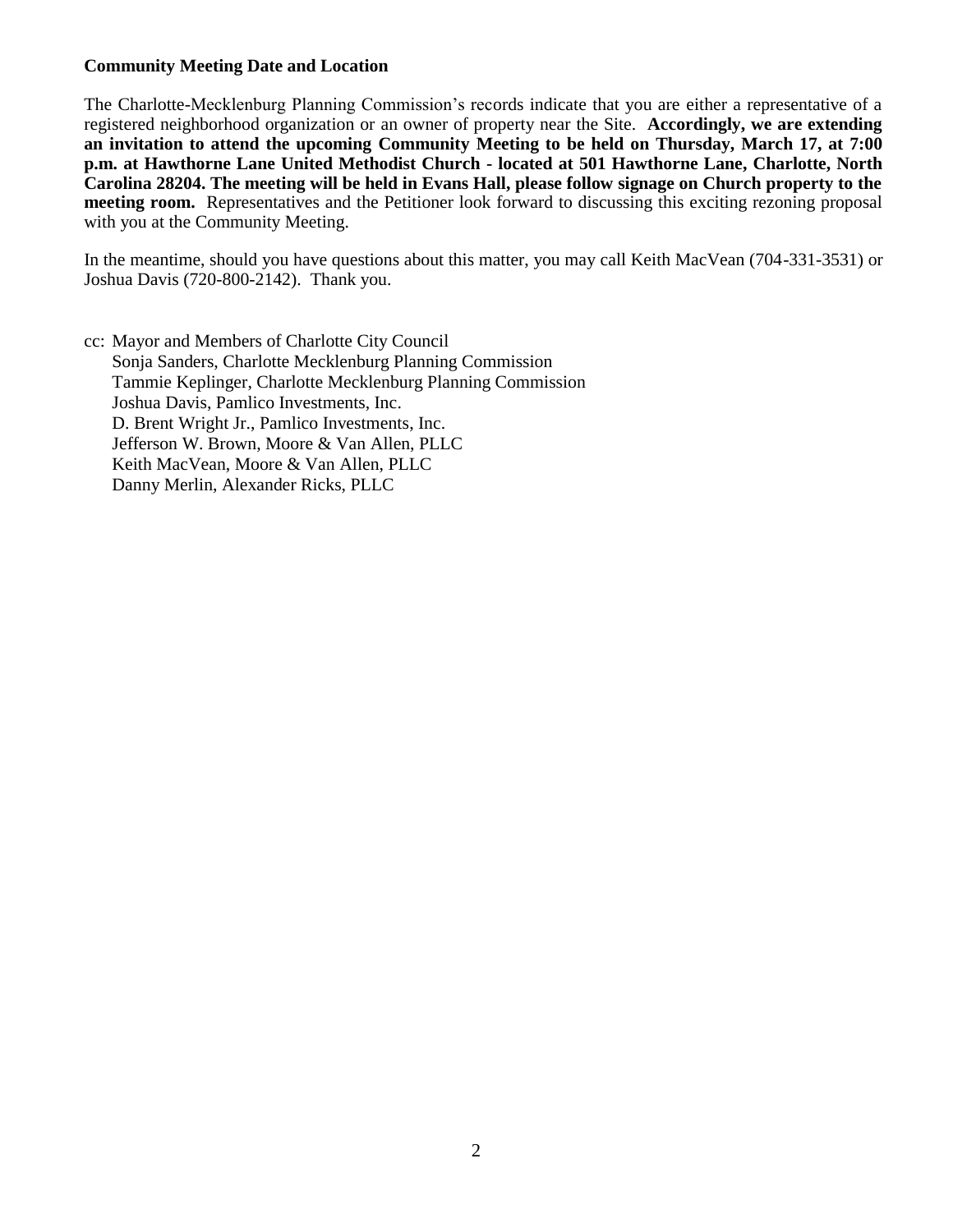**Community Meeting Date and Location**

The Charlotte-Mecklenburg Planning Commission's records indicate that you are either a representative of a registered neighborhood organization or an owner of property near the Site. **Accordingly, we are extending an invitation to attend the upcoming Community Meeting to be held on Thursday, March 17, at 7:00 p.m. at Hawthorne Lane United Methodist Church - located at 501 Hawthorne Lane, Charlotte, North Carolina 28204. The meeting will be held in Evans Hall, please follow signage on Church property to the meeting room.** Representatives and the Petitioner look forward to discussing this exciting rezoning proposal with you at the Community Meeting.

In the meantime, should you have questions about this matter, you may call Keith MacVean (704-331-3531) or Joshua Davis (720-800-2142). Thank you.

cc: Mayor and Members of Charlotte City Council
Sonja Sanders, Charlotte Mecklenburg Planning Commission
Tammie Keplinger, Charlotte Mecklenburg Planning Commission
Joshua Davis, Pamlico Investments, Inc.
D. Brent Wright Jr., Pamlico Investments, Inc.
Jefferson W. Brown, Moore & Van Allen, PLLC
Keith MacVean, Moore & Van Allen, PLLC
Danny Merlin, Alexander Ricks, PLLC